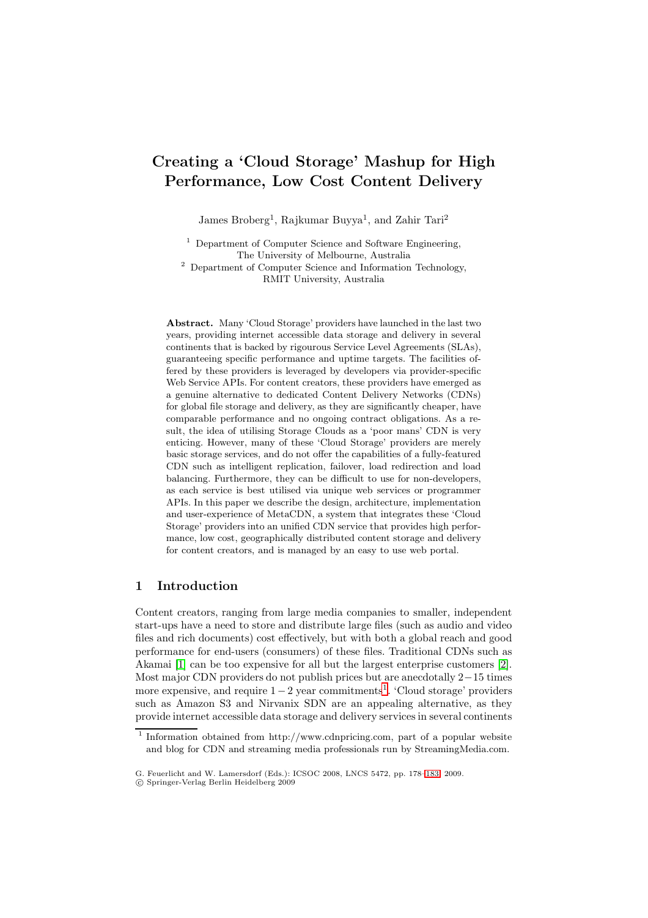# Creating a 'Cloud Storage' Mashup for High Performance, Low Cost Content Delivery

James Broberg[1], Rajkumar Buyya[1], and Zahir Tari[2]

[1] Department of Computer Science and Software Engineering, The University of Melbourne, Australia

[2] Department of Computer Science and Information Technology, RMIT University, Australia

**Abstract.** Many 'Cloud Storage' providers have launched in the last two years, providing internet accessible data storage and delivery in several continents that is backed by rigourous Service Level Agreements (SLAs), guaranteeing specific performance and uptime targets. The facilities offered by these providers is leveraged by developers via provider-specific Web Service APIs. For content creators, these providers have emerged as a genuine alternative to dedicated Content Delivery Networks (CDNs) for global file storage and delivery, as they are significantly cheaper, have comparable performance and no ongoing contract obligations. As a result, the idea of utilising Storage Clouds as a 'poor mans' CDN is very enticing. However, many of these 'Cloud Storage' providers are merely basic storage services, and do not offer the capabilities of a fully-featured CDN such as intelligent replication, failover, load redirection and load balancing. Furthermore, they can be difficult to use for non-developers, as each service is best utilised via unique web services or programmer APIs. In this paper we describe the design, architecture, implementation and user-experience of MetaCDN, a system that integrates these 'Cloud Storage' providers into an unified CDN service that provides high performance, low cost, geographically distributed content storage and delivery for content creators, and is managed by an easy to use web portal.

## 1 Introduction

Content creators, ranging from large media companies to smaller, independent start-ups have a need to store and distribute large files (such as audio and video files and rich documents) cost effectively, but with both a global reach and good performance for end-users (consumers) of these files. Traditional CDNs such as Akamai [1] can be too expensive for all but the largest enterprise customers [2]. Most major CDN providers do not publish prices but are anecdotally $2-15$ times more expensive, and require $1-2$ year commitments[1]. 'Cloud storage' providers such as Amazon S3 and Nirvanix SDN are an appealing alternative, as they provide internet accessible data storage and delivery services in several continents

[1] Information obtained from http://www.cdnpricing.com, part of a popular website and blog for CDN and streaming media professionals run by StreamingMedia.com.

G. Feuerlicht and W. Lamersdorf (Eds.): ICSOC 2008, LNCS 5472, pp. 178–183, 2009.
© Springer-Verlag Berlin Heidelberg 2009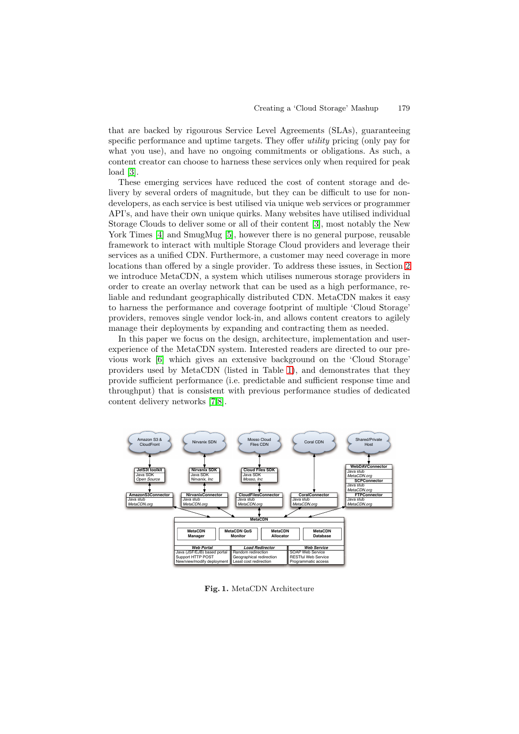that are backed by rigourous Service Level Agreements (SLAs), guaranteeing specific performance and uptime targets. They offer *utility* pricing (only pay for what you use), and have no ongoing commitments or obligations. As such, a content creator can choose to harness these services only when required for peak load [3].

These emerging services have reduced the cost of content storage and delivery by several orders of magnitude, but they can be difficult to use for non-developers, as each service is best utilised via unique web services or programmer API's, and have their own unique quirks. Many websites have utilised individual Storage Clouds to deliver some or all of their content [3], most notably the New York Times [4] and SmugMug [5], however there is no general purpose, reusable framework to interact with multiple Storage Cloud providers and leverage their services as a unified CDN. Furthermore, a customer may need coverage in more locations than offered by a single provider. To address these issues, in Section 2 we introduce MetaCDN, a system which utilises numerous storage providers in order to create an overlay network that can be used as a high performance, reliable and redundant geographically distributed CDN. MetaCDN makes it easy to harness the performance and coverage footprint of multiple 'Cloud Storage' providers, removes single vendor lock-in, and allows content creators to agilely manage their deployments by expanding and contracting them as needed.

In this paper we focus on the design, architecture, implementation and user-experience of the MetaCDN system. Interested readers are directed to our previous work [6] which gives an extensive background on the 'Cloud Storage' providers used by MetaCDN (listed in Table 1), and demonstrates that they provide sufficient performance (i.e. predictable and sufficient response time and throughput) that is consistent with previous performance studies of dedicated content delivery networks [7,8].

**Fig. 1.** MetaCDN Architecture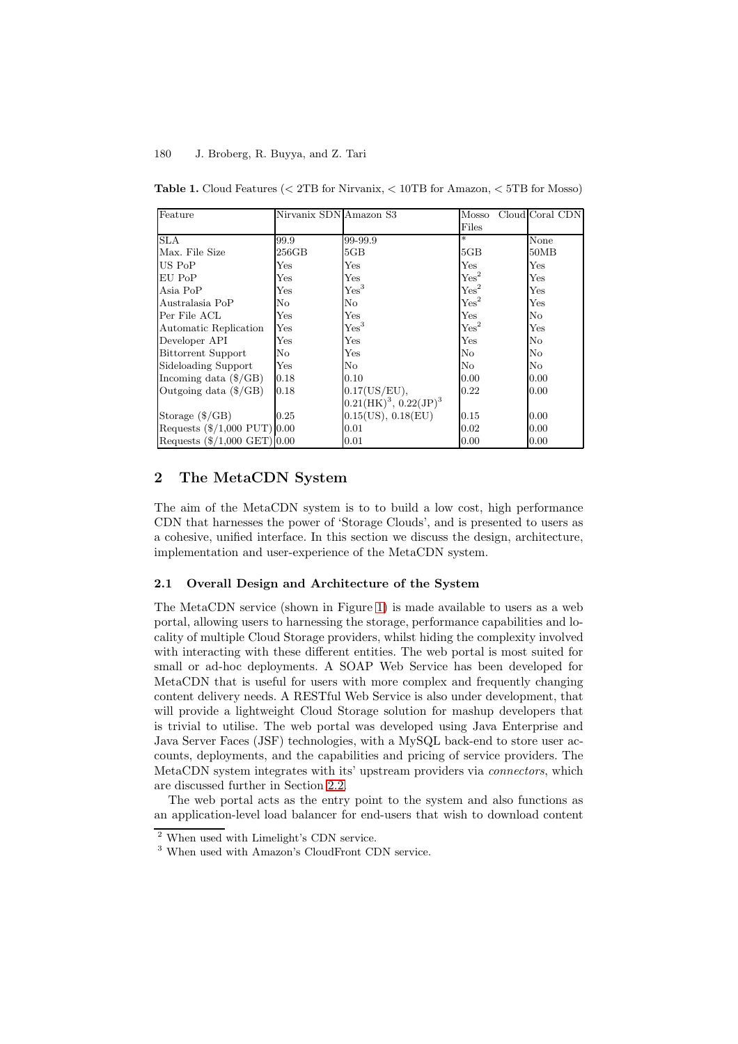**Table 1.** Cloud Features (< 2TB for Nirvanix, < 10TB for Amazon, < 5TB for Mosso)

| Feature | Nirvanix SDN | Amazon S3 | Mosso Cloud Files | Coral CDN |
|---|---|---|---|---|
| SLA | 99.9 | 99-99.9 | * | None |
| Max. File Size | 256GB | 5GB | 5GB | 50MB |
| US PoP | Yes | Yes | Yes | Yes |
| EU PoP | Yes | Yes | Yes[2] | Yes |
| Asia PoP | Yes | Yes[3] | Yes[2] | Yes |
| Australasia PoP | No | No | Yes[2] | Yes |
| Per File ACL | Yes | Yes | Yes | No |
| Automatic Replication | Yes | Yes[3] | Yes[2] | Yes |
| Developer API | Yes | Yes | Yes | No |
| Bittorrent Support | No | Yes | No | No |
| Sideloading Support | Yes | No | No | No |
| Incoming data ($/GB) | 0.18 | 0.10 | 0.00 | 0.00 |
| Outgoing data ($/GB) | 0.18 | 0.17(US/EU), 0.21(HK)[3], 0.22(JP)[3] | 0.22 | 0.00 |
| Storage ($/GB) | 0.25 | 0.15(US), 0.18(EU) | 0.15 | 0.00 |
| Requests ($/1,000 PUT) | 0.00 | 0.01 | 0.02 | 0.00 |
| Requests ($/1,000 GET) | 0.00 | 0.01 | 0.00 | 0.00 |

## 2 The MetaCDN System

The aim of the MetaCDN system is to to build a low cost, high performance CDN that harnesses the power of 'Storage Clouds', and is presented to users as a cohesive, unified interface. In this section we discuss the design, architecture, implementation and user-experience of the MetaCDN system.

### 2.1 Overall Design and Architecture of the System

The MetaCDN service (shown in Figure 1) is made available to users as a web portal, allowing users to harnessing the storage, performance capabilities and locality of multiple Cloud Storage providers, whilst hiding the complexity involved with interacting with these different entities. The web portal is most suited for small or ad-hoc deployments. A SOAP Web Service has been developed for MetaCDN that is useful for users with more complex and frequently changing content delivery needs. A RESTful Web Service is also under development, that will provide a lightweight Cloud Storage solution for mashup developers that is trivial to utilise. The web portal was developed using Java Enterprise and Java Server Faces (JSF) technologies, with a MySQL back-end to store user accounts, deployments, and the capabilities and pricing of service providers. The MetaCDN system integrates with its' upstream providers via *connectors*, which are discussed further in Section 2.2.

The web portal acts as the entry point to the system and also functions as an application-level load balancer for end-users that wish to download content

[2] When used with Limelight's CDN service.

[3] When used with Amazon's CloudFront CDN service.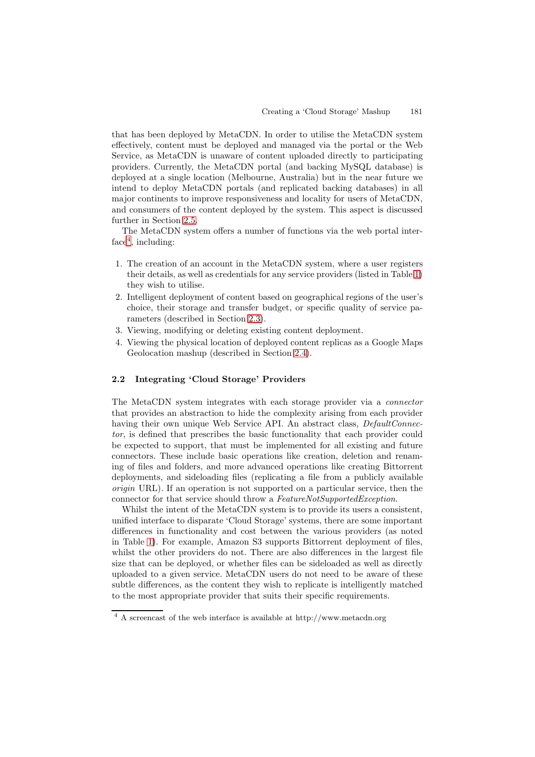that has been deployed by MetaCDN. In order to utilise the MetaCDN system effectively, content must be deployed and managed via the portal or the Web Service, as MetaCDN is unaware of content uploaded directly to participating providers. Currently, the MetaCDN portal (and backing MySQL database) is deployed at a single location (Melbourne, Australia) but in the near future we intend to deploy MetaCDN portals (and replicated backing databases) in all major continents to improve responsiveness and locality for users of MetaCDN, and consumers of the content deployed by the system. This aspect is discussed further in Section 2.5.

The MetaCDN system offers a number of functions via the web portal interface[4], including:

1. The creation of an account in the MetaCDN system, where a user registers their details, as well as credentials for any service providers (listed in Table 1) they wish to utilise.
2. Intelligent deployment of content based on geographical regions of the user's choice, their storage and transfer budget, or specific quality of service parameters (described in Section 2.3).
3. Viewing, modifying or deleting existing content deployment.
4. Viewing the physical location of deployed content replicas as a Google Maps Geolocation mashup (described in Section 2.4).

### 2.2 Integrating 'Cloud Storage' Providers

The MetaCDN system integrates with each storage provider via a *connector* that provides an abstraction to hide the complexity arising from each provider having their own unique Web Service API. An abstract class, *DefaultConnector*, is defined that prescribes the basic functionality that each provider could be expected to support, that must be implemented for all existing and future connectors. These include basic operations like creation, deletion and renaming of files and folders, and more advanced operations like creating Bittorrent deployments, and sideloading files (replicating a file from a publicly available *origin* URL). If an operation is not supported on a particular service, then the connector for that service should throw a *FeatureNotSupportedException*.

Whilst the intent of the MetaCDN system is to provide its users a consistent, unified interface to disparate 'Cloud Storage' systems, there are some important differences in functionality and cost between the various providers (as noted in Table 1). For example, Amazon S3 supports Bittorrent deployment of files, whilst the other providers do not. There are also differences in the largest file size that can be deployed, or whether files can be sideloaded as well as directly uploaded to a given service. MetaCDN users do not need to be aware of these subtle differences, as the content they wish to replicate is intelligently matched to the most appropriate provider that suits their specific requirements.

[4] A screencast of the web interface is available at http://www.metacdn.org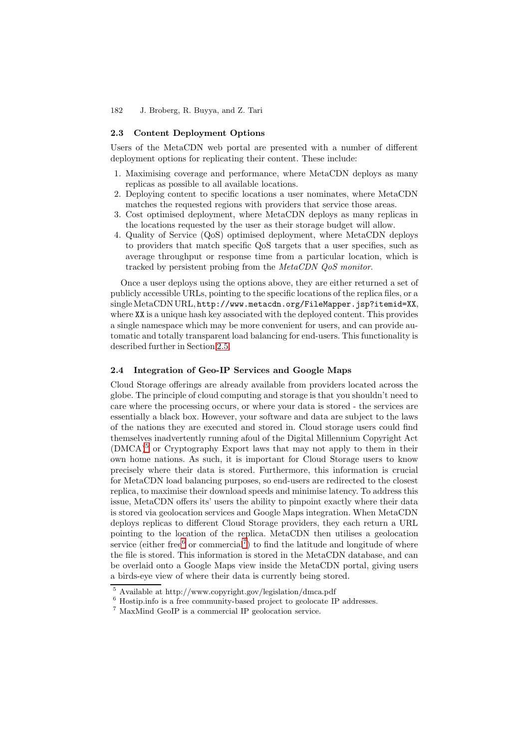### 2.3 Content Deployment Options

Users of the MetaCDN web portal are presented with a number of different deployment options for replicating their content. These include:

1. Maximising coverage and performance, where MetaCDN deploys as many replicas as possible to all available locations.
2. Deploying content to specific locations a user nominates, where MetaCDN matches the requested regions with providers that service those areas.
3. Cost optimised deployment, where MetaCDN deploys as many replicas in the locations requested by the user as their storage budget will allow.
4. Quality of Service (QoS) optimised deployment, where MetaCDN deploys to providers that match specific QoS targets that a user specifies, such as average throughput or response time from a particular location, which is tracked by persistent probing from the *MetaCDN QoS monitor*.

Once a user deploys using the options above, they are either returned a set of publicly accessible URLs, pointing to the specific locations of the replica files, or a single MetaCDN URL, `http://www.metacdn.org/FileMapper.jsp?itemid=XX`, where `XX` is a unique hash key associated with the deployed content. This provides a single namespace which may be more convenient for users, and can provide automatic and totally transparent load balancing for end-users. This functionality is described further in Section 2.5.

### 2.4 Integration of Geo-IP Services and Google Maps

Cloud Storage offerings are already available from providers located across the globe. The principle of cloud computing and storage is that you shouldn't need to care where the processing occurs, or where your data is stored - the services are essentially a black box. However, your software and data are subject to the laws of the nations they are executed and stored in. Cloud storage users could find themselves inadvertently running afoul of the Digital Millennium Copyright Act (DMCA)[5] or Cryptography Export laws that may not apply to them in their own home nations. As such, it is important for Cloud Storage users to know precisely where their data is stored. Furthermore, this information is crucial for MetaCDN load balancing purposes, so end-users are redirected to the closest replica, to maximise their download speeds and minimise latency. To address this issue, MetaCDN offers its' users the ability to pinpoint exactly where their data is stored via geolocation services and Google Maps integration. When MetaCDN deploys replicas to different Cloud Storage providers, they each return a URL pointing to the location of the replica. MetaCDN then utilises a geolocation service (either free[6] or commercial[7]) to find the latitude and longitude of where the file is stored. This information is stored in the MetaCDN database, and can be overlaid onto a Google Maps view inside the MetaCDN portal, giving users a birds-eye view of where their data is currently being stored.

[5] Available at http://www.copyright.gov/legislation/dmca.pdf

[6] Hostip.info is a free community-based project to geolocate IP addresses.

[7] MaxMind GeoIP is a commercial IP geolocation service.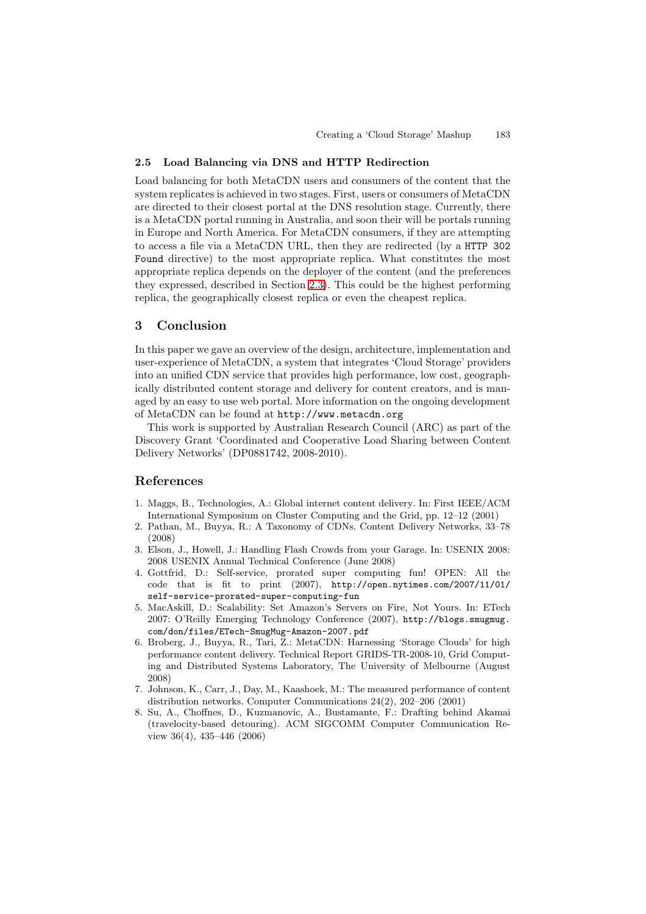### 2.5 Load Balancing via DNS and HTTP Redirection

Load balancing for both MetaCDN users and consumers of the content that the system replicates is achieved in two stages. First, users or consumers of MetaCDN are directed to their closest portal at the DNS resolution stage. Currently, there is a MetaCDN portal running in Australia, and soon their will be portals running in Europe and North America. For MetaCDN consumers, if they are attempting to access a file via a MetaCDN URL, then they are redirected (by a `HTTP 302 Found` directive) to the most appropriate replica. What constitutes the most appropriate replica depends on the deployer of the content (and the preferences they expressed, described in Section 2.3). This could be the highest performing replica, the geographically closest replica or even the cheapest replica.

## 3 Conclusion

In this paper we gave an overview of the design, architecture, implementation and user-experience of MetaCDN, a system that integrates 'Cloud Storage' providers into an unified CDN service that provides high performance, low cost, geographically distributed content storage and delivery for content creators, and is managed by an easy to use web portal. More information on the ongoing development of MetaCDN can be found at `http://www.metacdn.org`

This work is supported by Australian Research Council (ARC) as part of the Discovery Grant 'Coordinated and Cooperative Load Sharing between Content Delivery Networks' (DP0881742, 2008-2010).

## References

1. Maggs, B., Technologies, A.: Global internet content delivery. In: First IEEE/ACM International Symposium on Cluster Computing and the Grid, pp. 12–12 (2001)
2. Pathan, M., Buyya, R.: A Taxonomy of CDNs. Content Delivery Networks, 33–78 (2008)
3. Elson, J., Howell, J.: Handling Flash Crowds from your Garage. In: USENIX 2008: 2008 USENIX Annual Technical Conference (June 2008)
4. Gottfrid, D.: Self-service, prorated super computing fun! OPEN: All the code that is fit to print (2007), `http://open.nytimes.com/2007/11/01/self-service-prorated-super-computing-fun`
5. MacAskill, D.: Scalability: Set Amazon's Servers on Fire, Not Yours. In: ETech 2007: O'Reilly Emerging Technology Conference (2007), `http://blogs.smugmug.com/don/files/ETech-SmugMug-Amazon-2007.pdf`
6. Broberg, J., Buyya, R., Tari, Z.: MetaCDN: Harnessing 'Storage Clouds' for high performance content delivery. Technical Report GRIDS-TR-2008-10, Grid Computing and Distributed Systems Laboratory, The University of Melbourne (August 2008)
7. Johnson, K., Carr, J., Day, M., Kaashoek, M.: The measured performance of content distribution networks. Computer Communications 24(2), 202–206 (2001)
8. Su, A., Choffnes, D., Kuzmanovic, A., Bustamante, F.: Drafting behind Akamai (travelocity-based detouring). ACM SIGCOMM Computer Communication Review 36(4), 435–446 (2006)